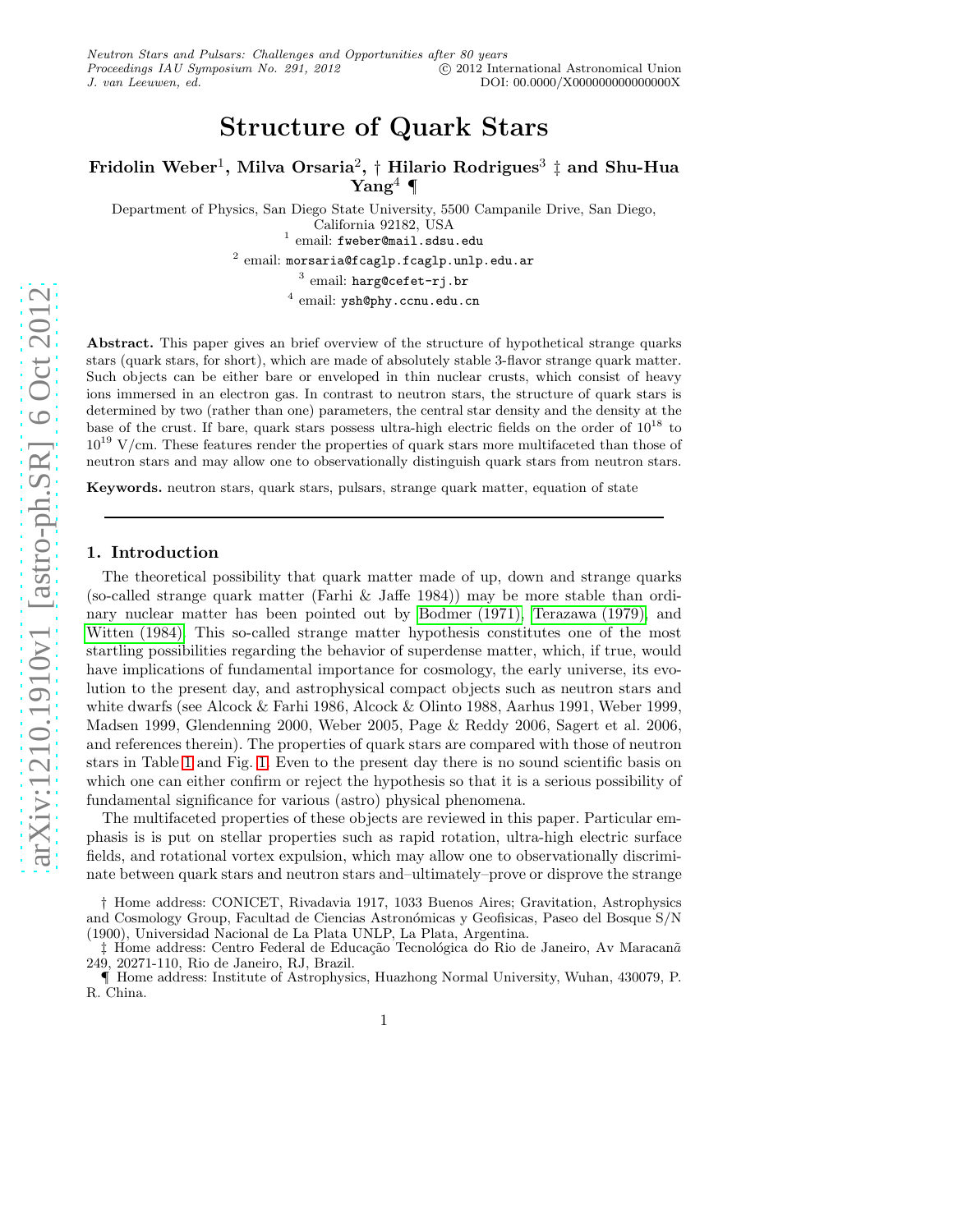# Structure of Quark Stars

**Fridolin Weber[1], Milva Orsaria[2], † Hilario Rodrigues[3] ‡ and Shu-Hua Yang[4] ¶**

Department of Physics, San Diego State University, 5500 Campanile Drive, San Diego, California 92182, USA

[1] email: fweber@mail.sdsu.edu

[2] email: morsaria@fcaglp.fcaglp.unlp.edu.ar

[3] email: harg@cefet-rj.br

[4] email: ysh@phy.ccnu.edu.cn

**Abstract.** This paper gives an brief overview of the structure of hypothetical strange quarks stars (quark stars, for short), which are made of absolutely stable 3-flavor strange quark matter. Such objects can be either bare or enveloped in thin nuclear crusts, which consist of heavy ions immersed in an electron gas. In contrast to neutron stars, the structure of quark stars is determined by two (rather than one) parameters, the central star density and the density at the base of the crust. If bare, quark stars possess ultra-high electric fields on the order of $10^{18}$ to $10^{19}$ V/cm. These features render the properties of quark stars more multifaceted than those of neutron stars and may allow one to observationally distinguish quark stars from neutron stars.

**Keywords.** neutron stars, quark stars, pulsars, strange quark matter, equation of state

---

## 1. Introduction

The theoretical possibility that quark matter made of up, down and strange quarks (so-called strange quark matter (Farhi & Jaffe 1984)) may be more stable than ordinary nuclear matter has been pointed out by Bodmer (1971), Terazawa (1979), and Witten (1984). This so-called strange matter hypothesis constitutes one of the most startling possibilities regarding the behavior of superdense matter, which, if true, would have implications of fundamental importance for cosmology, the early universe, its evolution to the present day, and astrophysical compact objects such as neutron stars and white dwarfs (see Alcock & Farhi 1986, Alcock & Olinto 1988, Aarhus 1991, Weber 1999, Madsen 1999, Glendenning 2000, Weber 2005, Page & Reddy 2006, Sagert et al. 2006, and references therein). The properties of quark stars are compared with those of neutron stars in Table 1 and Fig. 1. Even to the present day there is no sound scientific basis on which one can either confirm or reject the hypothesis so that it is a serious possibility of fundamental significance for various (astro) physical phenomena.

The multifaceted properties of these objects are reviewed in this paper. Particular emphasis is is put on stellar properties such as rapid rotation, ultra-high electric surface fields, and rotational vortex expulsion, which may allow one to observationally discriminate between quark stars and neutron stars and–ultimately–prove or disprove the strange

† Home address: CONICET, Rivadavia 1917, 1033 Buenos Aires; Gravitation, Astrophysics and Cosmology Group, Facultad de Ciencias Astronómicas y Geofisicas, Paseo del Bosque S/N (1900), Universidad Nacional de La Plata UNLP, La Plata, Argentina.

‡ Home address: Centro Federal de Educação Tecnológica do Rio de Janeiro, Av Maracanã 249, 20271-110, Rio de Janeiro, RJ, Brazil.

¶ Home address: Institute of Astrophysics, Huazhong Normal University, Wuhan, 430079, P. R. China.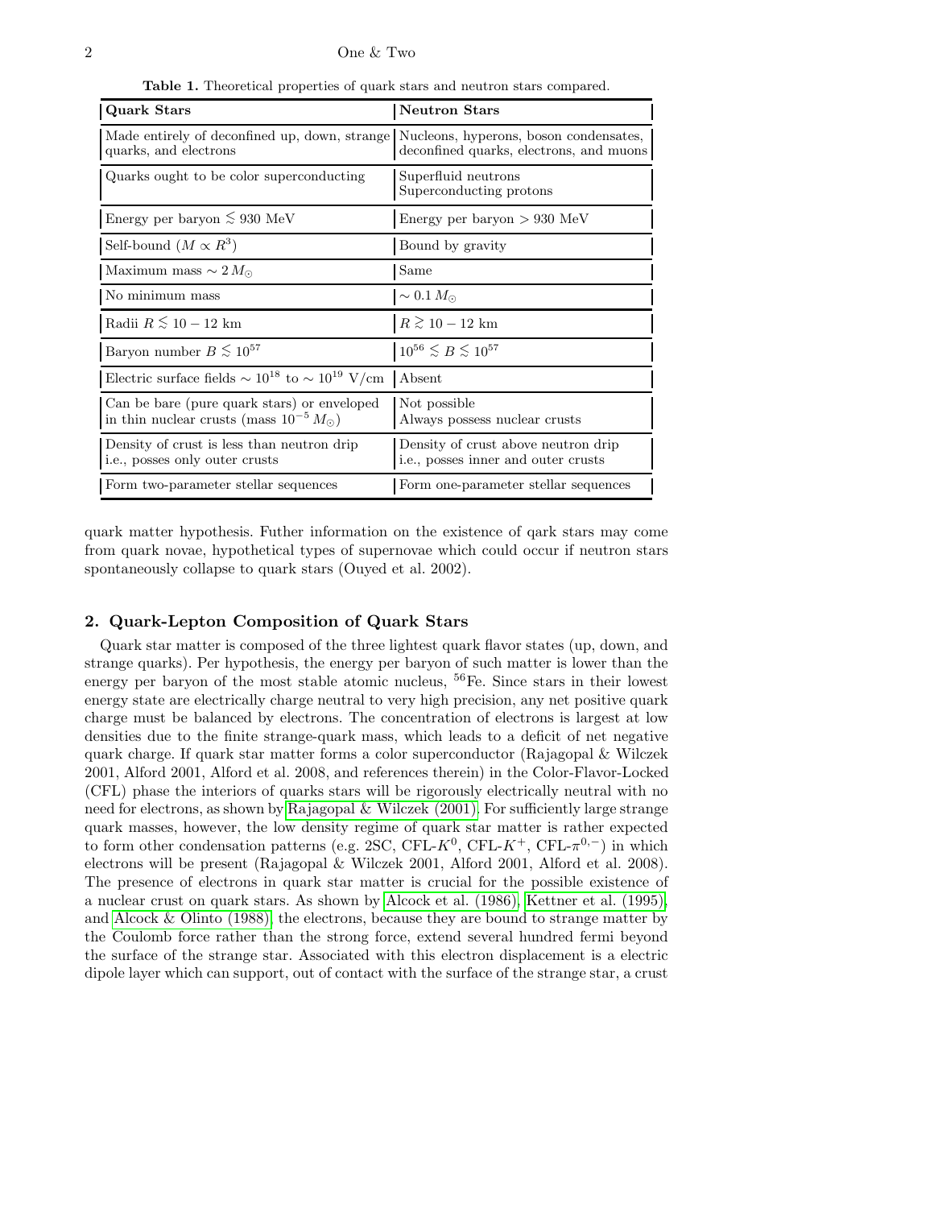**Table 1.** Theoretical properties of quark stars and neutron stars compared.

| Quark Stars | Neutron Stars |
|---|---|
| Made entirely of deconfined up, down, strange quarks, and electrons | Nucleons, hyperons, boson condensates, deconfined quarks, electrons, and muons |
| Quarks ought to be color superconducting | Superfluid neutrons Superconducting protons |
| Energy per baryon $\lesssim 930$ MeV | Energy per baryon $> 930$ MeV |
| Self-bound ($M \propto R^3$) | Bound by gravity |
| Maximum mass $\sim 2\,M_\odot$ | Same |
| No minimum mass | $\sim 0.1\,M_\odot$ |
| Radii $R \lesssim 10-12$ km | $R \gtrsim 10-12$ km |
| Baryon number $B \lesssim 10^{57}$ | $10^{56} \lesssim B \lesssim 10^{57}$ |
| Electric surface fields $\sim 10^{18}$ to $\sim 10^{19}$ V/cm | Absent |
| Can be bare (pure quark stars) or enveloped in thin nuclear crusts (mass $10^{-5}\,M_\odot$) | Not possible Always possess nuclear crusts |
| Density of crust is less than neutron drip i.e., posses only outer crusts | Density of crust above neutron drip i.e., posses inner and outer crusts |
| Form two-parameter stellar sequences | Form one-parameter stellar sequences |

quark matter hypothesis. Futher information on the existence of qark stars may come from quark novae, hypothetical types of supernovae which could occur if neutron stars spontaneously collapse to quark stars (Ouyed et al. 2002).

## 2. Quark-Lepton Composition of Quark Stars

Quark star matter is composed of the three lightest quark flavor states (up, down, and strange quarks). Per hypothesis, the energy per baryon of such matter is lower than the energy per baryon of the most stable atomic nucleus, $^{56}$Fe. Since stars in their lowest energy state are electrically charge neutral to very high precision, any net positive quark charge must be balanced by electrons. The concentration of electrons is largest at low densities due to the finite strange-quark mass, which leads to a deficit of net negative quark charge. If quark star matter forms a color superconductor (Rajagopal & Wilczek 2001, Alford 2001, Alford et al. 2008, and references therein) in the Color-Flavor-Locked (CFL) phase the interiors of quarks stars will be rigorously electrically neutral with no need for electrons, as shown by Rajagopal & Wilczek (2001). For sufficiently large strange quark masses, however, the low density regime of quark star matter is rather expected to form other condensation patterns (e.g. 2SC, CFL-$K^0$, CFL-$K^+$, CFL-$\pi^{0,-}$) in which electrons will be present (Rajagopal & Wilczek 2001, Alford 2001, Alford et al. 2008). The presence of electrons in quark star matter is crucial for the possible existence of a nuclear crust on quark stars. As shown by Alcock et al. (1986), Kettner et al. (1995), and Alcock & Olinto (1988), the electrons, because they are bound to strange matter by the Coulomb force rather than the strong force, extend several hundred fermi beyond the surface of the strange star. Associated with this electron displacement is a electric dipole layer which can support, out of contact with the surface of the strange star, a crust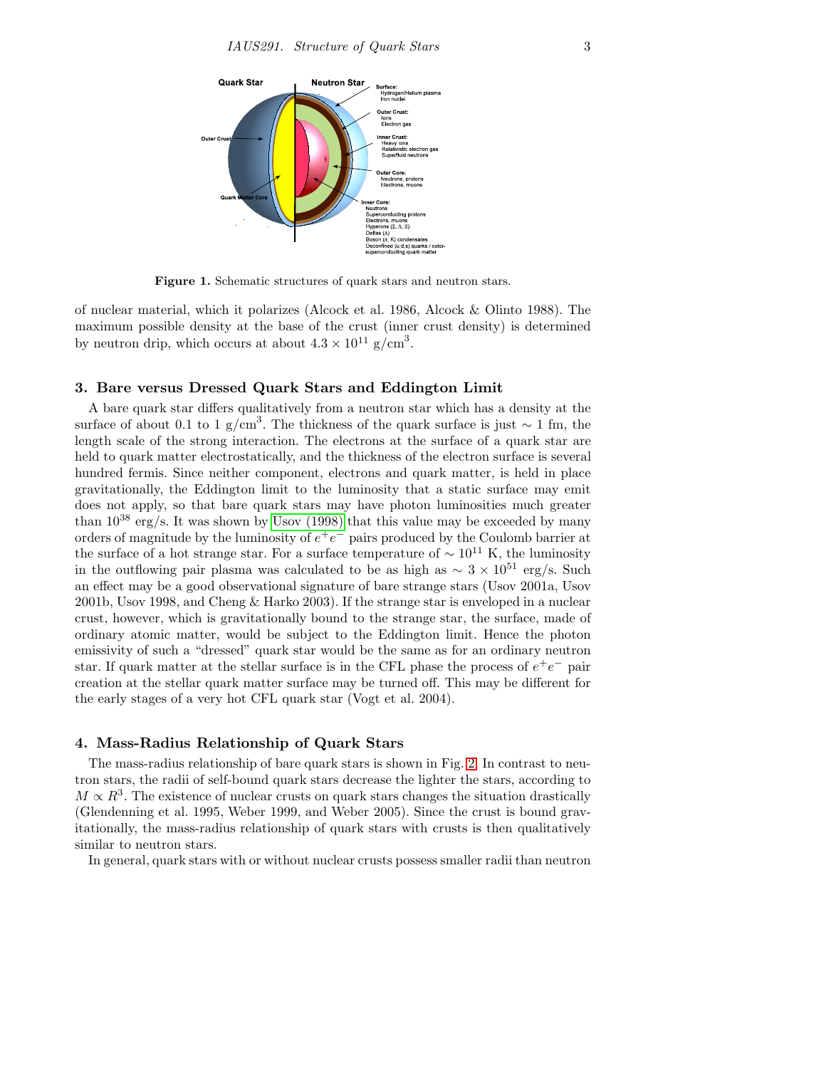Figure 1. Schematic structures of quark stars and neutron stars.

of nuclear material, which it polarizes (Alcock et al. 1986, Alcock & Olinto 1988). The maximum possible density at the base of the crust (inner crust density) is determined by neutron drip, which occurs at about $4.3 \times 10^{11}$ g/cm$^3$.

## 3. Bare versus Dressed Quark Stars and Eddington Limit

A bare quark star differs qualitatively from a neutron star which has a density at the surface of about 0.1 to 1 g/cm$^3$. The thickness of the quark surface is just $\sim 1$ fm, the length scale of the strong interaction. The electrons at the surface of a quark star are held to quark matter electrostatically, and the thickness of the electron surface is several hundred fermis. Since neither component, electrons and quark matter, is held in place gravitationally, the Eddington limit to the luminosity that a static surface may emit does not apply, so that bare quark stars may have photon luminosities much greater than $10^{38}$ erg/s. It was shown by Usov (1998) that this value may be exceeded by many orders of magnitude by the luminosity of $e^+e^-$ pairs produced by the Coulomb barrier at the surface of a hot strange star. For a surface temperature of $\sim 10^{11}$ K, the luminosity in the outflowing pair plasma was calculated to be as high as $\sim 3 \times 10^{51}$ erg/s. Such an effect may be a good observational signature of bare strange stars (Usov 2001a, Usov 2001b, Usov 1998, and Cheng & Harko 2003). If the strange star is enveloped in a nuclear crust, however, which is gravitationally bound to the strange star, the surface, made of ordinary atomic matter, would be subject to the Eddington limit. Hence the photon emissivity of such a "dressed" quark star would be the same as for an ordinary neutron star. If quark matter at the stellar surface is in the CFL phase the process of $e^+e^-$ pair creation at the stellar quark matter surface may be turned off. This may be different for the early stages of a very hot CFL quark star (Vogt et al. 2004).

## 4. Mass-Radius Relationship of Quark Stars

The mass-radius relationship of bare quark stars is shown in Fig. 2. In contrast to neutron stars, the radii of self-bound quark stars decrease the lighter the stars, according to $M \propto R^3$. The existence of nuclear crusts on quark stars changes the situation drastically (Glendenning et al. 1995, Weber 1999, and Weber 2005). Since the crust is bound gravitationally, the mass-radius relationship of quark stars with crusts is then qualitatively similar to neutron stars.

In general, quark stars with or without nuclear crusts possess smaller radii than neutron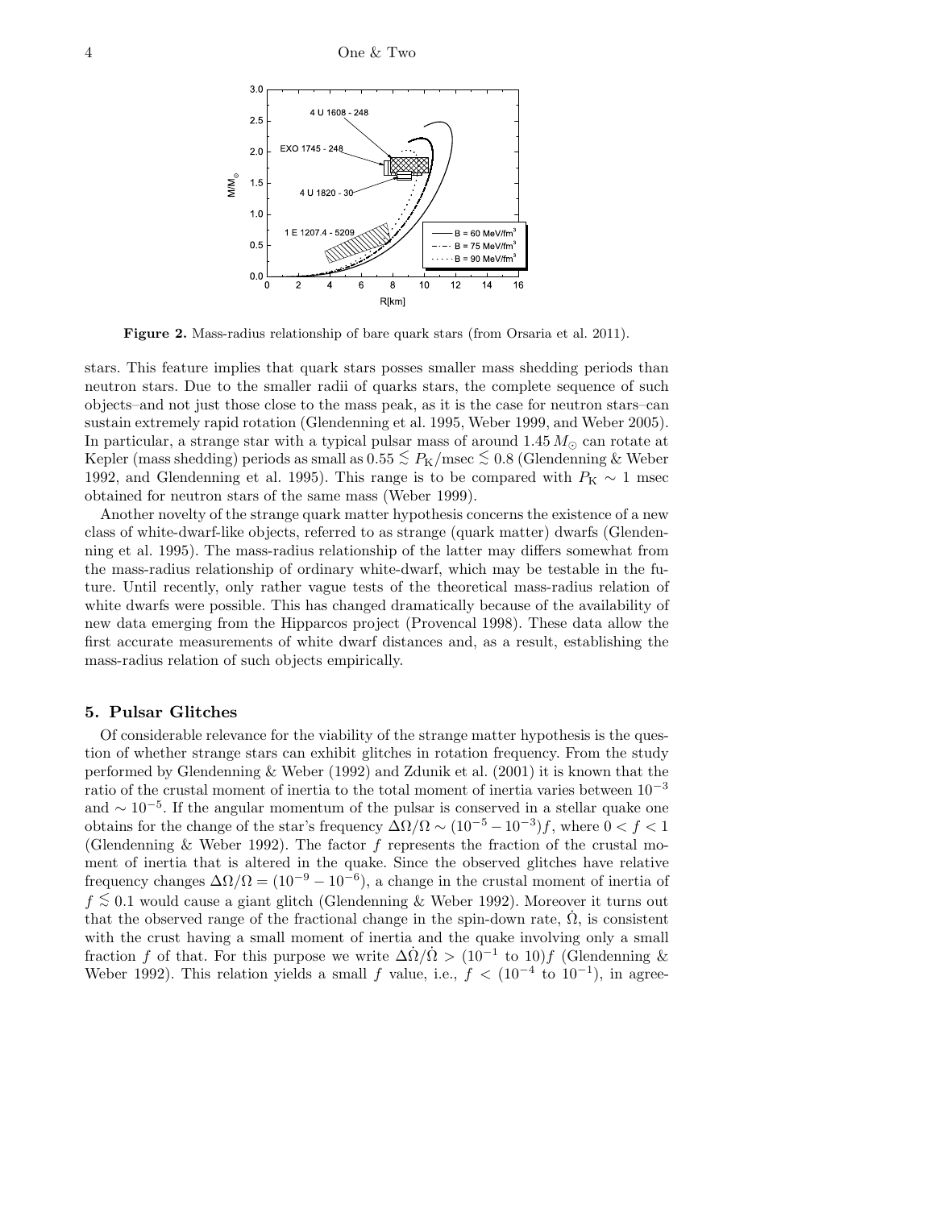**Figure 2.** Mass-radius relationship of bare quark stars (from Orsaria et al. 2011).

stars. This feature implies that quark stars posses smaller mass shedding periods than neutron stars. Due to the smaller radii of quarks stars, the complete sequence of such objects–and not just those close to the mass peak, as it is the case for neutron stars–can sustain extremely rapid rotation (Glendenning et al. 1995, Weber 1999, and Weber 2005). In particular, a strange star with a typical pulsar mass of around $1.45\,M_{\odot}$ can rotate at Kepler (mass shedding) periods as small as $0.55 \lesssim P_{\rm K}/{\rm msec} \lesssim 0.8$ (Glendenning & Weber 1992, and Glendenning et al. 1995). This range is to be compared with $P_{\rm K} \sim 1$ msec obtained for neutron stars of the same mass (Weber 1999).

Another novelty of the strange quark matter hypothesis concerns the existence of a new class of white-dwarf-like objects, referred to as strange (quark matter) dwarfs (Glendenning et al. 1995). The mass-radius relationship of the latter may differs somewhat from the mass-radius relationship of ordinary white-dwarf, which may be testable in the future. Until recently, only rather vague tests of the theoretical mass-radius relation of white dwarfs were possible. This has changed dramatically because of the availability of new data emerging from the Hipparcos project (Provencal 1998). These data allow the first accurate measurements of white dwarf distances and, as a result, establishing the mass-radius relation of such objects empirically.

## 5. Pulsar Glitches

Of considerable relevance for the viability of the strange matter hypothesis is the question of whether strange stars can exhibit glitches in rotation frequency. From the study performed by Glendenning & Weber (1992) and Zdunik et al. (2001) it is known that the ratio of the crustal moment of inertia to the total moment of inertia varies between $10^{-3}$ and $\sim 10^{-5}$. If the angular momentum of the pulsar is conserved in a stellar quake one obtains for the change of the star's frequency $\Delta\Omega/\Omega \sim (10^{-5} - 10^{-3})f$, where $0 < f < 1$ (Glendenning & Weber 1992). The factor $f$ represents the fraction of the crustal moment of inertia that is altered in the quake. Since the observed glitches have relative frequency changes $\Delta\Omega/\Omega = (10^{-9} - 10^{-6})$, a change in the crustal moment of inertia of $f \lesssim 0.1$ would cause a giant glitch (Glendenning & Weber 1992). Moreover it turns out that the observed range of the fractional change in the spin-down rate, $\dot{\Omega}$, is consistent with the crust having a small moment of inertia and the quake involving only a small fraction $f$ of that. For this purpose we write $\Delta\dot{\Omega}/\dot{\Omega} > (10^{-1}$ to $10)f$ (Glendenning & Weber 1992). This relation yields a small $f$ value, i.e., $f < (10^{-4}$ to $10^{-1})$, in agree-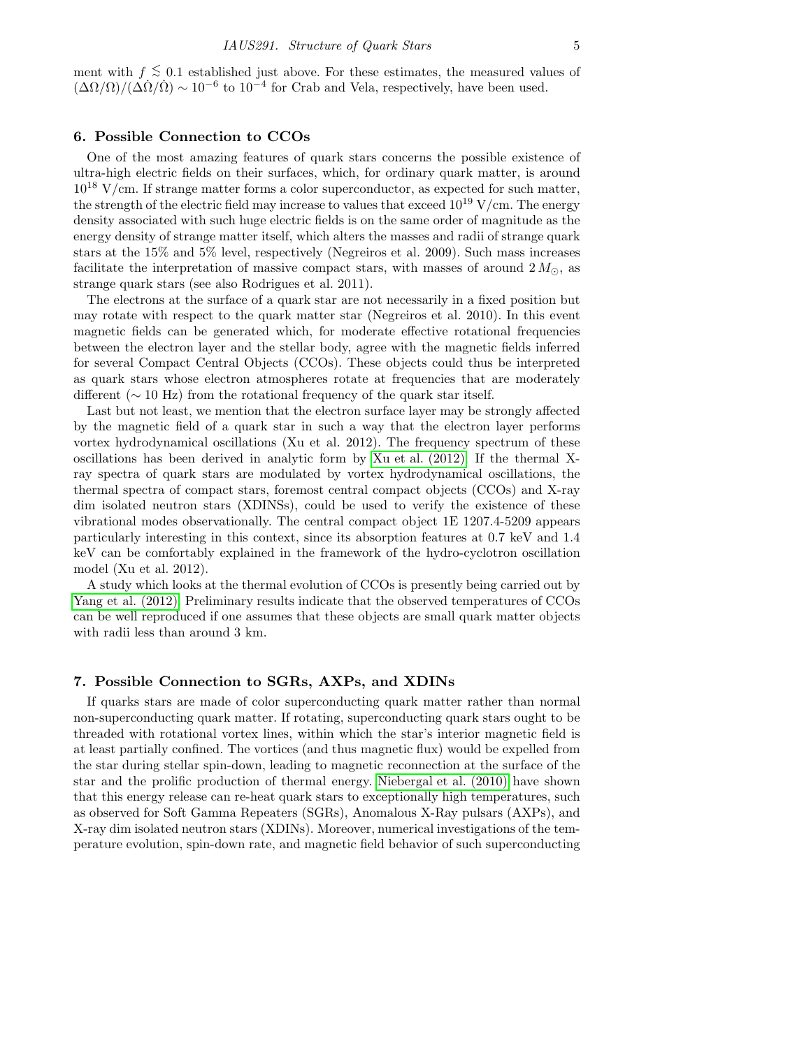ment with $f \lesssim 0.1$ established just above. For these estimates, the measured values of $(\Delta\Omega/\Omega)/(\Delta\dot{\Omega}/\dot{\Omega}) \sim 10^{-6}$ to $10^{-4}$ for Crab and Vela, respectively, have been used.

## 6. Possible Connection to CCOs

One of the most amazing features of quark stars concerns the possible existence of ultra-high electric fields on their surfaces, which, for ordinary quark matter, is around $10^{18}$ V/cm. If strange matter forms a color superconductor, as expected for such matter, the strength of the electric field may increase to values that exceed $10^{19}$ V/cm. The energy density associated with such huge electric fields is on the same order of magnitude as the energy density of strange matter itself, which alters the masses and radii of strange quark stars at the 15% and 5% level, respectively (Negreiros et al. 2009). Such mass increases facilitate the interpretation of massive compact stars, with masses of around $2\,M_\odot$, as strange quark stars (see also Rodrigues et al. 2011).

The electrons at the surface of a quark star are not necessarily in a fixed position but may rotate with respect to the quark matter star (Negreiros et al. 2010). In this event magnetic fields can be generated which, for moderate effective rotational frequencies between the electron layer and the stellar body, agree with the magnetic fields inferred for several Compact Central Objects (CCOs). These objects could thus be interpreted as quark stars whose electron atmospheres rotate at frequencies that are moderately different ($\sim 10$ Hz) from the rotational frequency of the quark star itself.

Last but not least, we mention that the electron surface layer may be strongly affected by the magnetic field of a quark star in such a way that the electron layer performs vortex hydrodynamical oscillations (Xu et al. 2012). The frequency spectrum of these oscillations has been derived in analytic form by Xu et al. (2012). If the thermal X-ray spectra of quark stars are modulated by vortex hydrodynamical oscillations, the thermal spectra of compact stars, foremost central compact objects (CCOs) and X-ray dim isolated neutron stars (XDINSs), could be used to verify the existence of these vibrational modes observationally. The central compact object 1E 1207.4-5209 appears particularly interesting in this context, since its absorption features at 0.7 keV and 1.4 keV can be comfortably explained in the framework of the hydro-cyclotron oscillation model (Xu et al. 2012).

A study which looks at the thermal evolution of CCOs is presently being carried out by Yang et al. (2012). Preliminary results indicate that the observed temperatures of CCOs can be well reproduced if one assumes that these objects are small quark matter objects with radii less than around 3 km.

## 7. Possible Connection to SGRs, AXPs, and XDINs

If quarks stars are made of color superconducting quark matter rather than normal non-superconducting quark matter. If rotating, superconducting quark stars ought to be threaded with rotational vortex lines, within which the star's interior magnetic field is at least partially confined. The vortices (and thus magnetic flux) would be expelled from the star during stellar spin-down, leading to magnetic reconnection at the surface of the star and the prolific production of thermal energy. Niebergal et al. (2010) have shown that this energy release can re-heat quark stars to exceptionally high temperatures, such as observed for Soft Gamma Repeaters (SGRs), Anomalous X-Ray pulsars (AXPs), and X-ray dim isolated neutron stars (XDINs). Moreover, numerical investigations of the temperature evolution, spin-down rate, and magnetic field behavior of such superconducting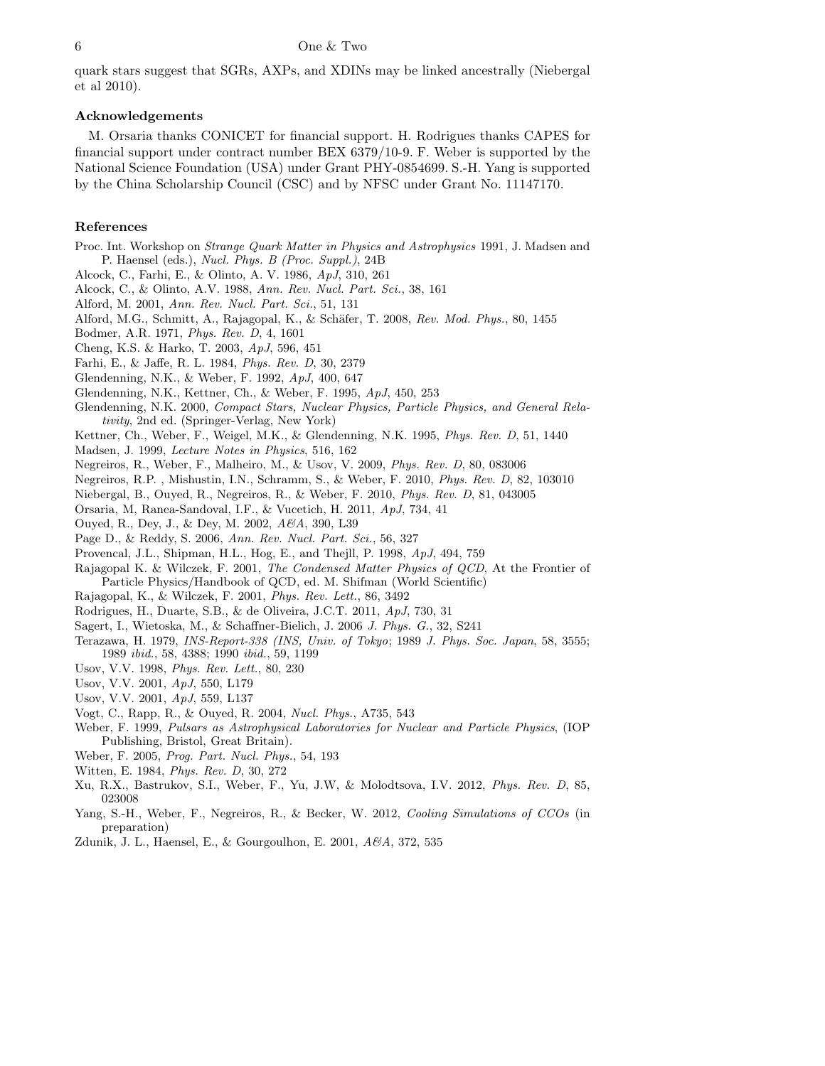quark stars suggest that SGRs, AXPs, and XDINs may be linked ancestrally (Niebergal et al 2010).

### Acknowledgements

M. Orsaria thanks CONICET for financial support. H. Rodrigues thanks CAPES for financial support under contract number BEX 6379/10-9. F. Weber is supported by the National Science Foundation (USA) under Grant PHY-0854699. S.-H. Yang is supported by the China Scholarship Council (CSC) and by NFSC under Grant No. 11147170.

### References

Proc. Int. Workshop on *Strange Quark Matter in Physics and Astrophysics* 1991, J. Madsen and P. Haensel (eds.), *Nucl. Phys. B (Proc. Suppl.)*, 24B

Alcock, C., Farhi, E., & Olinto, A. V. 1986, *ApJ*, 310, 261

Alcock, C., & Olinto, A.V. 1988, *Ann. Rev. Nucl. Part. Sci.*, 38, 161

Alford, M. 2001, *Ann. Rev. Nucl. Part. Sci.*, 51, 131

Alford, M.G., Schmitt, A., Rajagopal, K., & Schäfer, T. 2008, *Rev. Mod. Phys.*, 80, 1455

Bodmer, A.R. 1971, *Phys. Rev. D*, 4, 1601

Cheng, K.S. & Harko, T. 2003, *ApJ*, 596, 451

Farhi, E., & Jaffe, R. L. 1984, *Phys. Rev. D*, 30, 2379

Glendenning, N.K., & Weber, F. 1992, *ApJ*, 400, 647

Glendenning, N.K., Kettner, Ch., & Weber, F. 1995, *ApJ*, 450, 253

Glendenning, N.K. 2000, *Compact Stars, Nuclear Physics, Particle Physics, and General Relativity*, 2nd ed. (Springer-Verlag, New York)

Kettner, Ch., Weber, F., Weigel, M.K., & Glendenning, N.K. 1995, *Phys. Rev. D*, 51, 1440

Madsen, J. 1999, *Lecture Notes in Physics*, 516, 162

Negreiros, R., Weber, F., Malheiro, M., & Usov, V. 2009, *Phys. Rev. D*, 80, 083006

Negreiros, R.P. , Mishustin, I.N., Schramm, S., & Weber, F. 2010, *Phys. Rev. D*, 82, 103010

Niebergal, B., Ouyed, R., Negreiros, R., & Weber, F. 2010, *Phys. Rev. D*, 81, 043005

Orsaria, M, Ranea-Sandoval, I.F., & Vucetich, H. 2011, *ApJ*, 734, 41

Ouyed, R., Dey, J., & Dey, M. 2002, *A&A*, 390, L39

Page D., & Reddy, S. 2006, *Ann. Rev. Nucl. Part. Sci.*, 56, 327

Provencal, J.L., Shipman, H.L., Hog, E., and Thejll, P. 1998, *ApJ*, 494, 759

Rajagopal K. & Wilczek, F. 2001, *The Condensed Matter Physics of QCD*, At the Frontier of Particle Physics/Handbook of QCD, ed. M. Shifman (World Scientific)

Rajagopal, K., & Wilczek, F. 2001, *Phys. Rev. Lett.*, 86, 3492

Rodrigues, H., Duarte, S.B., & de Oliveira, J.C.T. 2011, *ApJ*, 730, 31

Sagert, I., Wietoska, M., & Schaffner-Bielich, J. 2006 *J. Phys. G.*, 32, S241

Terazawa, H. 1979, *INS-Report-338 (INS, Univ. of Tokyo*; 1989 *J. Phys. Soc. Japan*, 58, 3555; 1989 *ibid.*, 58, 4388; 1990 *ibid.*, 59, 1199

Usov, V.V. 1998, *Phys. Rev. Lett.*, 80, 230

Usov, V.V. 2001, *ApJ*, 550, L179

Usov, V.V. 2001, *ApJ*, 559, L137

Vogt, C., Rapp, R., & Ouyed, R. 2004, *Nucl. Phys.*, A735, 543

Weber, F. 1999, *Pulsars as Astrophysical Laboratories for Nuclear and Particle Physics*, (IOP Publishing, Bristol, Great Britain).

Weber, F. 2005, *Prog. Part. Nucl. Phys.*, 54, 193

Witten, E. 1984, *Phys. Rev. D*, 30, 272

Xu, R.X., Bastrukov, S.I., Weber, F., Yu, J.W, & Molodtsova, I.V. 2012, *Phys. Rev. D*, 85, 023008

Yang, S.-H., Weber, F., Negreiros, R., & Becker, W. 2012, *Cooling Simulations of CCOs* (in preparation)

Zdunik, J. L., Haensel, E., & Gourgoulhon, E. 2001, *A&A*, 372, 535